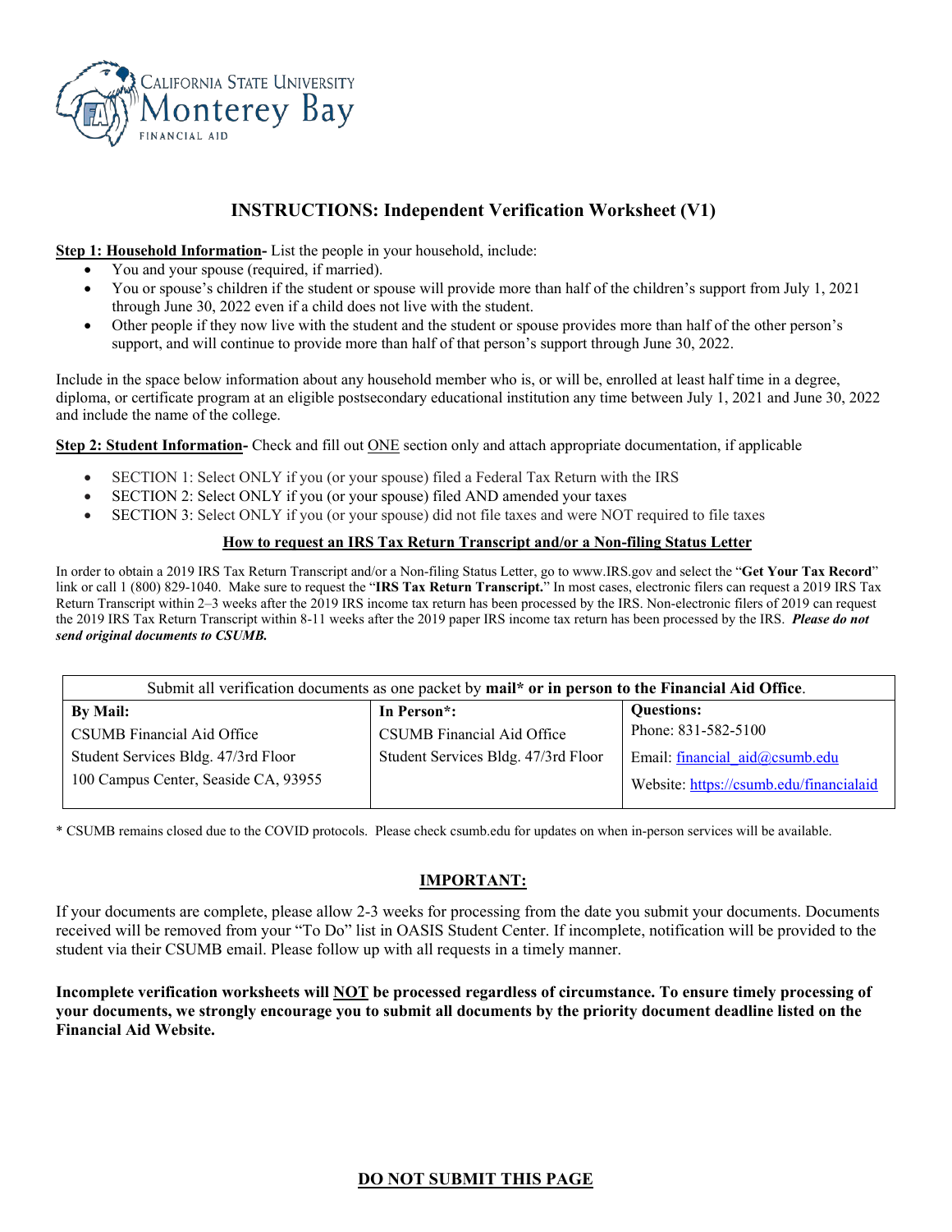CALIFORNIA STATE UNIVERSITY
Monterey Bay
FINANCIAL AID

# INSTRUCTIONS: Independent Verification Worksheet (V1)

**Step 1: Household Information-** List the people in your household, include:

- You and your spouse (required, if married).
- You or spouse's children if the student or spouse will provide more than half of the children's support from July 1, 2021 through June 30, 2022 even if a child does not live with the student.
- Other people if they now live with the student and the student or spouse provides more than half of the other person's support, and will continue to provide more than half of that person's support through June 30, 2022.

Include in the space below information about any household member who is, or will be, enrolled at least half time in a degree, diploma, or certificate program at an eligible postsecondary educational institution any time between July 1, 2021 and June 30, 2022 and include the name of the college.

**Step 2: Student Information-** Check and fill out ONE section only and attach appropriate documentation, if applicable

- SECTION 1: Select ONLY if you (or your spouse) filed a Federal Tax Return with the IRS
- SECTION 2: Select ONLY if you (or your spouse) filed AND amended your taxes
- SECTION 3: Select ONLY if you (or your spouse) did not file taxes and were NOT required to file taxes

**How to request an IRS Tax Return Transcript and/or a Non-filing Status Letter**

In order to obtain a 2019 IRS Tax Return Transcript and/or a Non-filing Status Letter, go to www.IRS.gov and select the "**Get Your Tax Record**" link or call 1 (800) 829-1040. Make sure to request the "**IRS Tax Return Transcript.**" In most cases, electronic filers can request a 2019 IRS Tax Return Transcript within 2–3 weeks after the 2019 IRS income tax return has been processed by the IRS. Non-electronic filers of 2019 can request the 2019 IRS Tax Return Transcript within 8-11 weeks after the 2019 paper IRS income tax return has been processed by the IRS. ***Please do not send original documents to CSUMB.***

| Submit all verification documents as one packet by **mail\* or in person to the Financial Aid Office**. | | |
|---|---|---|
| **By Mail:** | **In Person\*:** | **Questions:** |
| CSUMB Financial Aid Office | CSUMB Financial Aid Office | Phone: 831-582-5100 |
| Student Services Bldg. 47/3rd Floor | Student Services Bldg. 47/3rd Floor | Email: financial_aid@csumb.edu |
| 100 Campus Center, Seaside CA, 93955 | | Website: https://csumb.edu/financialaid |

\* CSUMB remains closed due to the COVID protocols. Please check csumb.edu for updates on when in-person services will be available.

**IMPORTANT:**

If your documents are complete, please allow 2-3 weeks for processing from the date you submit your documents. Documents received will be removed from your "To Do" list in OASIS Student Center. If incomplete, notification will be provided to the student via their CSUMB email. Please follow up with all requests in a timely manner.

**Incomplete verification worksheets will NOT be processed regardless of circumstance. To ensure timely processing of your documents, we strongly encourage you to submit all documents by the priority document deadline listed on the Financial Aid Website.**

**DO NOT SUBMIT THIS PAGE**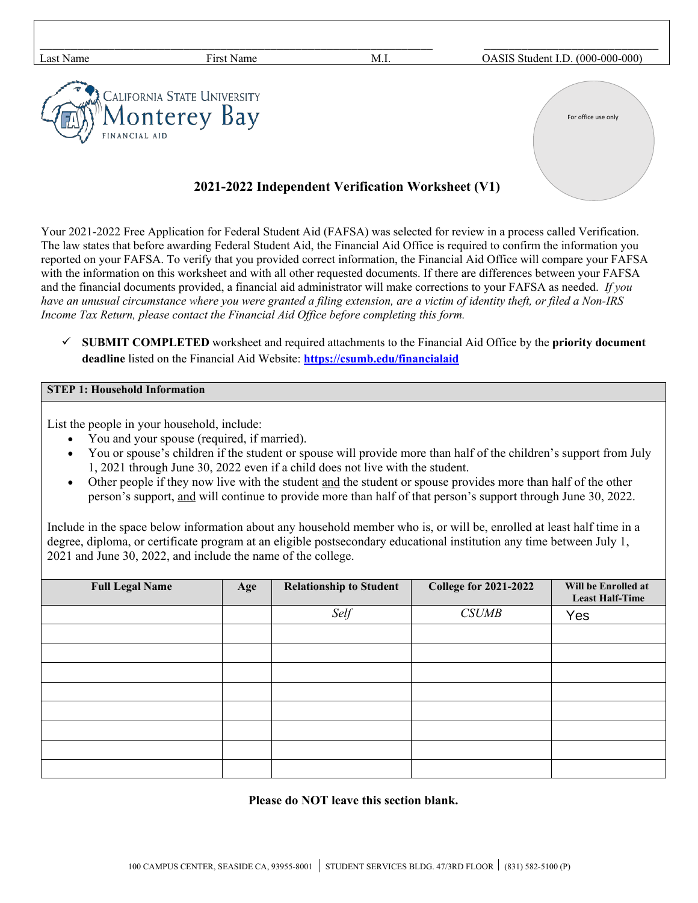| Last Name | First Name | M.I. | OASIS Student I.D. (000-000-000) |
|---|---|---|---|
| | | | |

California State University Monterey Bay
FINANCIAL AID

For office use only

## 2021-2022 Independent Verification Worksheet (V1)

Your 2021-2022 Free Application for Federal Student Aid (FAFSA) was selected for review in a process called Verification. The law states that before awarding Federal Student Aid, the Financial Aid Office is required to confirm the information you reported on your FAFSA. To verify that you provided correct information, the Financial Aid Office will compare your FAFSA with the information on this worksheet and with all other requested documents. If there are differences between your FAFSA and the financial documents provided, a financial aid administrator will make corrections to your FAFSA as needed. *If you have an unusual circumstance where you were granted a filing extension, are a victim of identity theft, or filed a Non-IRS Income Tax Return, please contact the Financial Aid Office before completing this form.*

✓ **SUBMIT COMPLETED** worksheet and required attachments to the Financial Aid Office by the **priority document deadline** listed on the Financial Aid Website: **https://csumb.edu/financialaid**

### STEP 1: Household Information

List the people in your household, include:

- You and your spouse (required, if married).
- You or spouse's children if the student or spouse will provide more than half of the children's support from July 1, 2021 through June 30, 2022 even if a child does not live with the student.
- Other people if they now live with the student and the student or spouse provides more than half of the other person's support, and will continue to provide more than half of that person's support through June 30, 2022.

Include in the space below information about any household member who is, or will be, enrolled at least half time in a degree, diploma, or certificate program at an eligible postsecondary educational institution any time between July 1, 2021 and June 30, 2022, and include the name of the college.

| Full Legal Name | Age | Relationship to Student | College for 2021-2022 | Will be Enrolled at Least Half-Time |
|---|---|---|---|---|
| | | *Self* | *CSUMB* | Yes |
| | | | | |
| | | | | |
| | | | | |
| | | | | |
| | | | | |
| | | | | |
| | | | | |
| | | | | |

**Please do NOT leave this section blank.**

100 CAMPUS CENTER, SEASIDE CA, 93955-8001 | STUDENT SERVICES BLDG. 47/3RD FLOOR | (831) 582-5100 (P)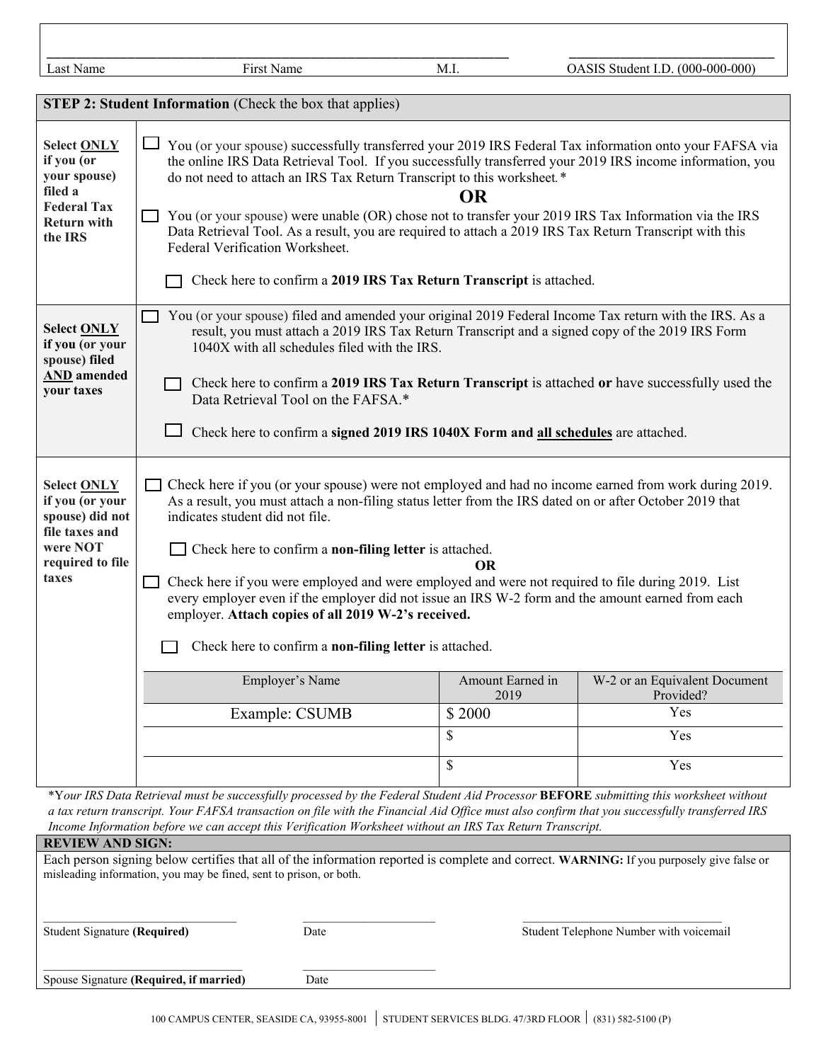| Last Name | First Name | M.I. | OASIS Student I.D. (000-000-000) |
|---|---|---|---|

**STEP 2: Student Information** (Check the box that applies)

**Select ONLY if you (or your spouse) filed a Federal Tax Return with the IRS**

☐ You (or your spouse) successfully transferred your 2019 IRS Federal Tax information onto your FAFSA via the online IRS Data Retrieval Tool. If you successfully transferred your 2019 IRS income information, you do not need to attach an IRS Tax Return Transcript to this worksheet.*

**OR**

☐ You (or your spouse) were unable (OR) chose not to transfer your 2019 IRS Tax Information via the IRS Data Retrieval Tool. As a result, you are required to attach a 2019 IRS Tax Return Transcript with this Federal Verification Worksheet.

☐ Check here to confirm a **2019 IRS Tax Return Transcript** is attached.

**Select ONLY if you (or your spouse) filed AND amended your taxes**

☐ You (or your spouse) filed and amended your original 2019 Federal Income Tax return with the IRS. As a result, you must attach a 2019 IRS Tax Return Transcript and a signed copy of the 2019 IRS Form 1040X with all schedules filed with the IRS.

☐ Check here to confirm a **2019 IRS Tax Return Transcript** is attached **or** have successfully used the Data Retrieval Tool on the FAFSA.*

☐ Check here to confirm a **signed 2019 IRS 1040X Form and all schedules** are attached.

**Select ONLY if you (or your spouse) did not file taxes and were NOT required to file taxes**

☐ Check here if you (or your spouse) were not employed and had no income earned from work during 2019. As a result, you must attach a non-filing status letter from the IRS dated on or after October 2019 that indicates student did not file.

☐ Check here to confirm a **non-filing letter** is attached.

**OR**

☐ Check here if you were employed and were employed and were not required to file during 2019. List every employer even if the employer did not issue an IRS W-2 form and the amount earned from each employer. **Attach copies of all 2019 W-2's received.**

☐ Check here to confirm a **non-filing letter** is attached.

| Employer's Name | Amount Earned in 2019 | W-2 or an Equivalent Document Provided? |
|---|---|---|
| Example: CSUMB | $ 2000 | Yes |
| | $ | Yes |
| | $ | Yes |

**Y*our IRS Data Retrieval must be successfully processed by the Federal Student Aid Processor* **BEFORE** *submitting this worksheet without a tax return transcript. Your FAFSA transaction on file with the Financial Aid Office must also confirm that you successfully transferred IRS Income Information before we can accept this Verification Worksheet without an IRS Tax Return Transcript.*

**REVIEW AND SIGN:**

Each person signing below certifies that all of the information reported is complete and correct. **WARNING:** If you purposely give false or misleading information, you may be fined, sent to prison, or both.

Student Signature **(Required)** ____________ Date ____________ Student Telephone Number with voicemail ____________

Spouse Signature **(Required, if married)** ____________ Date ____________

100 CAMPUS CENTER, SEASIDE CA, 93955-8001 | STUDENT SERVICES BLDG. 47/3RD FLOOR | (831) 582-5100 (P)